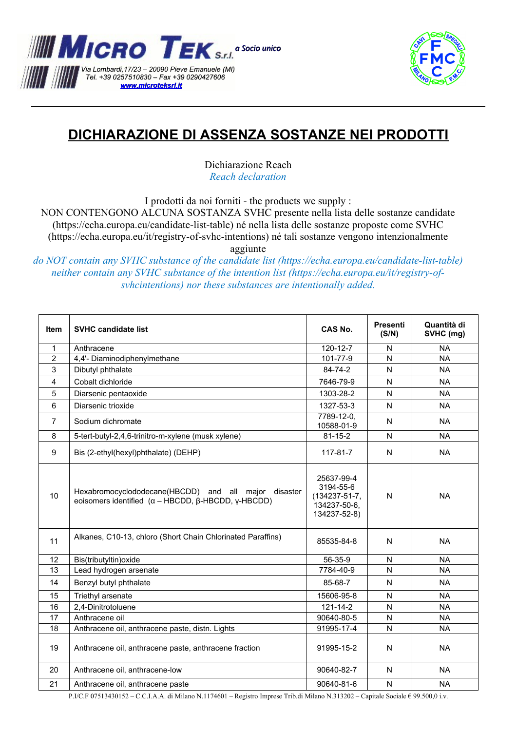MICRO TEK S.r.l. a Socio unico
Via Lombardi,17/23 – 20090 Pieve Emanuele (MI)
Tel. +39 0257510830 – Fax +39 0290427606
www.microteksrl.it

# DICHIARAZIONE DI ASSENZA SOSTANZE NEI PRODOTTI

Dichiarazione Reach
*Reach declaration*

I prodotti da noi forniti - the products we supply :
NON CONTENGONO ALCUNA SOSTANZA SVHC presente nella lista delle sostanze candidate (https://echa.europa.eu/candidate-list-table) né nella lista delle sostanze proposte come SVHC (https://echa.europa.eu/it/registry-of-svhc-intentions) né tali sostanze vengono intenzionalmente aggiunte
*do NOT contain any SVHC substance of the candidate list (https://echa.europa.eu/candidate-list-table) neither contain any SVHC substance of the intention list (https://echa.europa.eu/it/registry-of-svhcintentions) nor these substances are intentionally added.*

| Item | SVHC candidate list | CAS No. | Presenti (S/N) | Quantità di SVHC (mg) |
|---|---|---|---|---|
| 1 | Anthracene | 120-12-7 | N | NA |
| 2 | 4,4'- Diaminodiphenylmethane | 101-77-9 | N | NA |
| 3 | Dibutyl phthalate | 84-74-2 | N | NA |
| 4 | Cobalt dichloride | 7646-79-9 | N | NA |
| 5 | Diarsenic pentaoxide | 1303-28-2 | N | NA |
| 6 | Diarsenic trioxide | 1327-53-3 | N | NA |
| 7 | Sodium dichromate | 7789-12-0, 10588-01-9 | N | NA |
| 8 | 5-tert-butyl-2,4,6-trinitro-m-xylene (musk xylene) | 81-15-2 | N | NA |
| 9 | Bis (2-ethyl(hexyl)phthalate) (DEHP) | 117-81-7 | N | NA |
| 10 | Hexabromocyclododecane(HBCDD) and all major disaster eoisomers identified (α – HBCDD, β-HBCDD, γ-HBCDD) | 25637-99-4 3194-55-6 (134237-51-7, 134237-50-6, 134237-52-8) | N | NA |
| 11 | Alkanes, C10-13, chloro (Short Chain Chlorinated Paraffins) | 85535-84-8 | N | NA |
| 12 | Bis(tributyltin)oxide | 56-35-9 | N | NA |
| 13 | Lead hydrogen arsenate | 7784-40-9 | N | NA |
| 14 | Benzyl butyl phthalate | 85-68-7 | N | NA |
| 15 | Triethyl arsenate | 15606-95-8 | N | NA |
| 16 | 2,4-Dinitrotoluene | 121-14-2 | N | NA |
| 17 | Anthracene oil | 90640-80-5 | N | NA |
| 18 | Anthracene oil, anthracene paste, distn. Lights | 91995-17-4 | N | NA |
| 19 | Anthracene oil, anthracene paste, anthracene fraction | 91995-15-2 | N | NA |
| 20 | Anthracene oil, anthracene-low | 90640-82-7 | N | NA |
| 21 | Anthracene oil, anthracene paste | 90640-81-6 | N | NA |

P.I/C.F 07513430152 – C.C.I.A.A. di Milano N.1174601 – Registro Imprese Trib.di Milano N.313202 – Capitale Sociale € 99.500,0 i.v.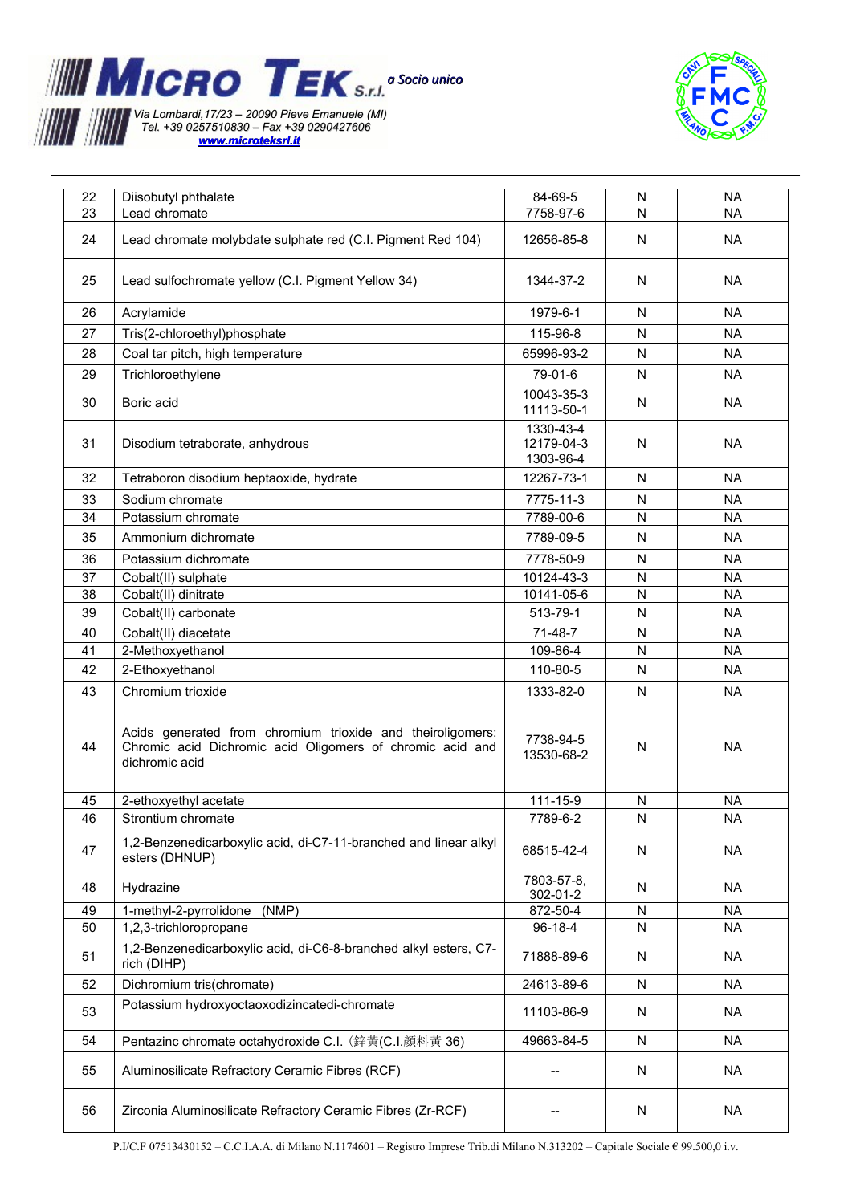| 22 | Diisobutyl phthalate | 84-69-5 | N | NA |
|---|---|---|---|---|
| 23 | Lead chromate | 7758-97-6 | N | NA |
| 24 | Lead chromate molybdate sulphate red (C.I. Pigment Red 104) | 12656-85-8 | N | NA |
| 25 | Lead sulfochromate yellow (C.I. Pigment Yellow 34) | 1344-37-2 | N | NA |
| 26 | Acrylamide | 1979-6-1 | N | NA |
| 27 | Tris(2-chloroethyl)phosphate | 115-96-8 | N | NA |
| 28 | Coal tar pitch, high temperature | 65996-93-2 | N | NA |
| 29 | Trichloroethylene | 79-01-6 | N | NA |
| 30 | Boric acid | 10043-35-3<br>11113-50-1 | N | NA |
| 31 | Disodium tetraborate, anhydrous | 1330-43-4<br>12179-04-3<br>1303-96-4 | N | NA |
| 32 | Tetraboron disodium heptaoxide, hydrate | 12267-73-1 | N | NA |
| 33 | Sodium chromate | 7775-11-3 | N | NA |
| 34 | Potassium chromate | 7789-00-6 | N | NA |
| 35 | Ammonium dichromate | 7789-09-5 | N | NA |
| 36 | Potassium dichromate | 7778-50-9 | N | NA |
| 37 | Cobalt(II) sulphate | 10124-43-3 | N | NA |
| 38 | Cobalt(II) dinitrate | 10141-05-6 | N | NA |
| 39 | Cobalt(II) carbonate | 513-79-1 | N | NA |
| 40 | Cobalt(II) diacetate | 71-48-7 | N | NA |
| 41 | 2-Methoxyethanol | 109-86-4 | N | NA |
| 42 | 2-Ethoxyethanol | 110-80-5 | N | NA |
| 43 | Chromium trioxide | 1333-82-0 | N | NA |
| 44 | Acids generated from chromium trioxide and theiroligomers: Chromic acid Dichromic acid Oligomers of chromic acid and dichromic acid | 7738-94-5<br>13530-68-2 | N | NA |
| 45 | 2-ethoxyethyl acetate | 111-15-9 | N | NA |
| 46 | Strontium chromate | 7789-6-2 | N | NA |
| 47 | 1,2-Benzenedicarboxylic acid, di-C7-11-branched and linear alkyl esters (DHNUP) | 68515-42-4 | N | NA |
| 48 | Hydrazine | 7803-57-8,<br>302-01-2 | N | NA |
| 49 | 1-methyl-2-pyrrolidone (NMP) | 872-50-4 | N | NA |
| 50 | 1,2,3-trichloropropane | 96-18-4 | N | NA |
| 51 | 1,2-Benzenedicarboxylic acid, di-C6-8-branched alkyl esters, C7-rich (DIHP) | 71888-89-6 | N | NA |
| 52 | Dichromium tris(chromate) | 24613-89-6 | N | NA |
| 53 | Potassium hydroxyoctaoxodizincatedi-chromate | 11103-86-9 | N | NA |
| 54 | Pentazinc chromate octahydroxide C.I.（鋅黃(C.I.顏料黃 36) | 49663-84-5 | N | NA |
| 55 | Aluminosilicate Refractory Ceramic Fibres (RCF) | -- | N | NA |
| 56 | Zirconia Aluminosilicate Refractory Ceramic Fibres (Zr-RCF) | -- | N | NA |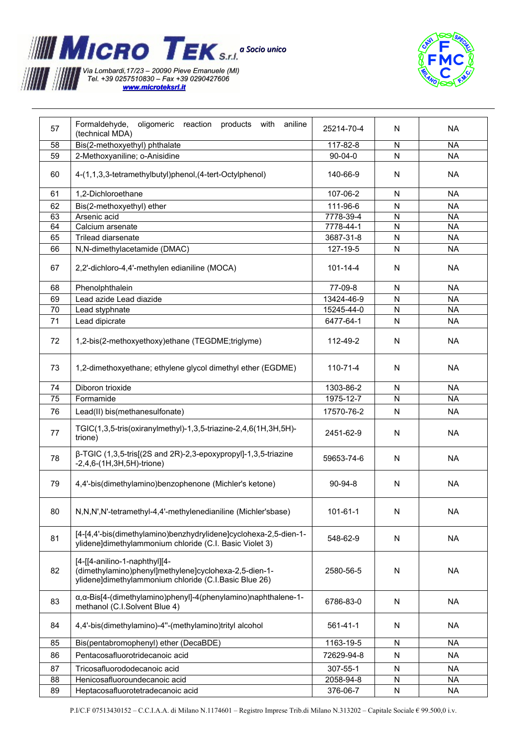| 57 | Formaldehyde, oligomeric reaction products with aniline (technical MDA) | 25214-70-4 | N | NA |
|---|---|---|---|---|
| 58 | Bis(2-methoxyethyl) phthalate | 117-82-8 | N | NA |
| 59 | 2-Methoxyaniline; o-Anisidine | 90-04-0 | N | NA |
| 60 | 4-(1,1,3,3-tetramethylbutyl)phenol,(4-tert-Octylphenol) | 140-66-9 | N | NA |
| 61 | 1,2-Dichloroethane | 107-06-2 | N | NA |
| 62 | Bis(2-methoxyethyl) ether | 111-96-6 | N | NA |
| 63 | Arsenic acid | 7778-39-4 | N | NA |
| 64 | Calcium arsenate | 7778-44-1 | N | NA |
| 65 | Trilead diarsenate | 3687-31-8 | N | NA |
| 66 | N,N-dimethylacetamide (DMAC) | 127-19-5 | N | NA |
| 67 | 2,2'-dichloro-4,4'-methylen edianiline (MOCA) | 101-14-4 | N | NA |
| 68 | Phenolphthalein | 77-09-8 | N | NA |
| 69 | Lead azide Lead diazide | 13424-46-9 | N | NA |
| 70 | Lead styphnate | 15245-44-0 | N | NA |
| 71 | Lead dipicrate | 6477-64-1 | N | NA |
| 72 | 1,2-bis(2-methoxyethoxy)ethane (TEGDME;triglyme) | 112-49-2 | N | NA |
| 73 | 1,2-dimethoxyethane; ethylene glycol dimethyl ether (EGDME) | 110-71-4 | N | NA |
| 74 | Diboron trioxide | 1303-86-2 | N | NA |
| 75 | Formamide | 1975-12-7 | N | NA |
| 76 | Lead(II) bis(methanesulfonate) | 17570-76-2 | N | NA |
| 77 | TGIC(1,3,5-tris(oxiranylmethyl)-1,3,5-triazine-2,4,6(1H,3H,5H)-trione) | 2451-62-9 | N | NA |
| 78 | β-TGIC (1,3,5-tris[(2S and 2R)-2,3-epoxypropyl]-1,3,5-triazine -2,4,6-(1H,3H,5H)-trione) | 59653-74-6 | N | NA |
| 79 | 4,4'-bis(dimethylamino)benzophenone (Michler's ketone) | 90-94-8 | N | NA |
| 80 | N,N,N',N'-tetramethyl-4,4'-methylenedianiline (Michler'sbase) | 101-61-1 | N | NA |
| 81 | [4-[4,4'-bis(dimethylamino)benzhydrylidene]cyclohexa-2,5-dien-1-ylidene]dimethylammonium chloride (C.I. Basic Violet 3) | 548-62-9 | N | NA |
| 82 | [4-[[4-anilino-1-naphthyl][4-(dimethylamino)phenyl]methylene]cyclohexa-2,5-dien-1-ylidene]dimethylammonium chloride (C.I.Basic Blue 26) | 2580-56-5 | N | NA |
| 83 | α,α-Bis[4-(dimethylamino)phenyl]-4(phenylamino)naphthalene-1-methanol (C.I.Solvent Blue 4) | 6786-83-0 | N | NA |
| 84 | 4,4'-bis(dimethylamino)-4''-(methylamino)trityl alcohol | 561-41-1 | N | NA |
| 85 | Bis(pentabromophenyl) ether (DecaBDE) | 1163-19-5 | N | NA |
| 86 | Pentacosafluorotridecanoic acid | 72629-94-8 | N | NA |
| 87 | Tricosafluorododecanoic acid | 307-55-1 | N | NA |
| 88 | Henicosafluoroundecanoic acid | 2058-94-8 | N | NA |
| 89 | Heptacosafluorotetradecanoic acid | 376-06-7 | N | NA |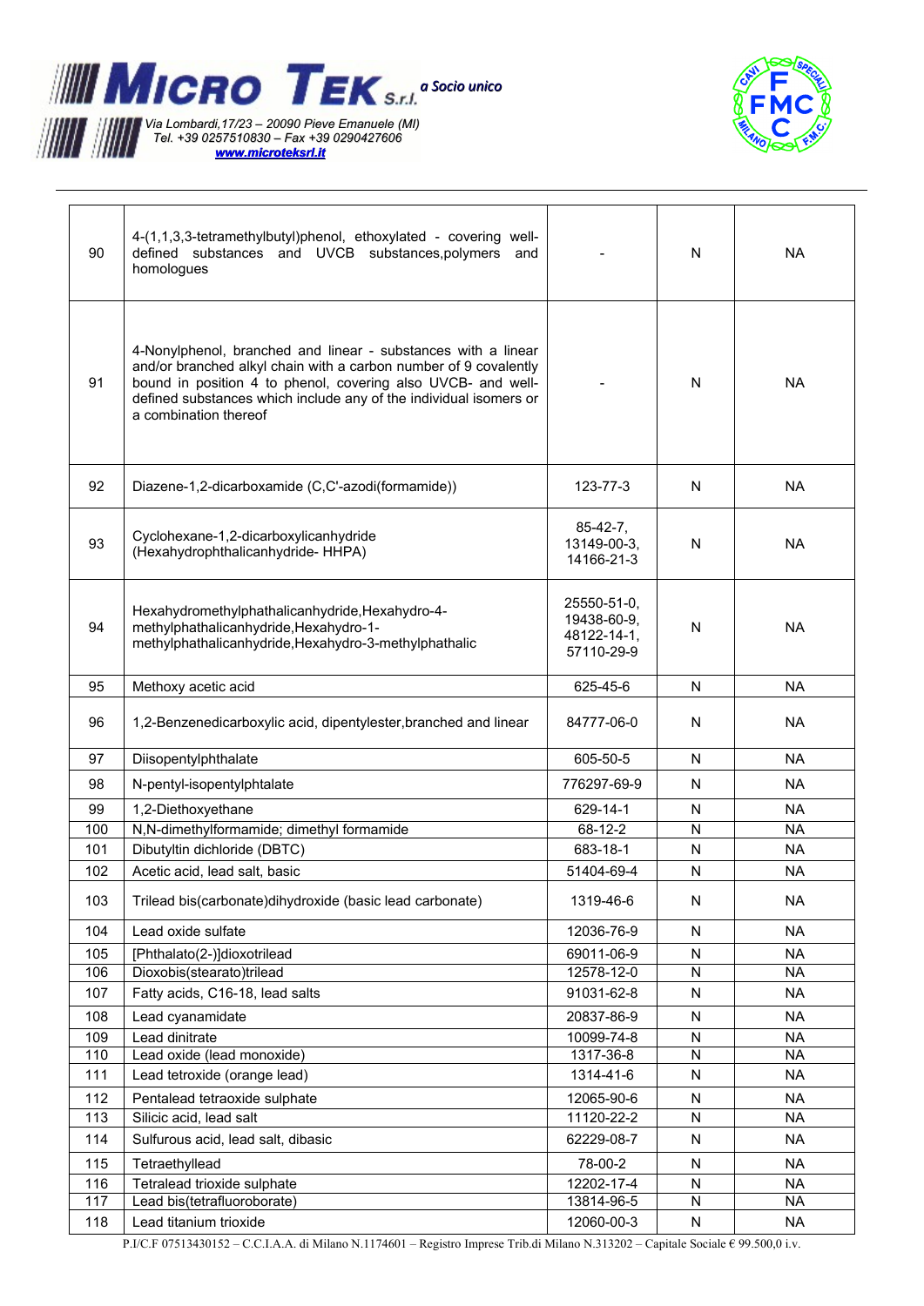| 90 | 4-(1,1,3,3-tetramethylbutyl)phenol, ethoxylated - covering well-defined substances and UVCB substances,polymers and homologues | - | N | NA |
|---|---|---|---|---|
| 91 | 4-Nonylphenol, branched and linear - substances with a linear and/or branched alkyl chain with a carbon number of 9 covalently bound in position 4 to phenol, covering also UVCB- and well-defined substances which include any of the individual isomers or a combination thereof | - | N | NA |
| 92 | Diazene-1,2-dicarboxamide (C,C'-azodi(formamide)) | 123-77-3 | N | NA |
| 93 | Cyclohexane-1,2-dicarboxylicanhydride (Hexahydrophthalicanhydride- HHPA) | 85-42-7, 13149-00-3, 14166-21-3 | N | NA |
| 94 | Hexahydromethylphathalicanhydride,Hexahydro-4-methylphathalicanhydride,Hexahydro-1-methylphathalicanhydride,Hexahydro-3-methylphathalic | 25550-51-0, 19438-60-9, 48122-14-1, 57110-29-9 | N | NA |
| 95 | Methoxy acetic acid | 625-45-6 | N | NA |
| 96 | 1,2-Benzenedicarboxylic acid, dipentylester,branched and linear | 84777-06-0 | N | NA |
| 97 | Diisopentylphthalate | 605-50-5 | N | NA |
| 98 | N-pentyl-isopentylphtalate | 776297-69-9 | N | NA |
| 99 | 1,2-Diethoxyethane | 629-14-1 | N | NA |
| 100 | N,N-dimethylformamide; dimethyl formamide | 68-12-2 | N | NA |
| 101 | Dibutyltin dichloride (DBTC) | 683-18-1 | N | NA |
| 102 | Acetic acid, lead salt, basic | 51404-69-4 | N | NA |
| 103 | Trilead bis(carbonate)dihydroxide (basic lead carbonate) | 1319-46-6 | N | NA |
| 104 | Lead oxide sulfate | 12036-76-9 | N | NA |
| 105 | [Phthalato(2-)]dioxotrilead | 69011-06-9 | N | NA |
| 106 | Dioxobis(stearato)trilead | 12578-12-0 | N | NA |
| 107 | Fatty acids, C16-18, lead salts | 91031-62-8 | N | NA |
| 108 | Lead cyanamidate | 20837-86-9 | N | NA |
| 109 | Lead dinitrate | 10099-74-8 | N | NA |
| 110 | Lead oxide (lead monoxide) | 1317-36-8 | N | NA |
| 111 | Lead tetroxide (orange lead) | 1314-41-6 | N | NA |
| 112 | Pentalead tetraoxide sulphate | 12065-90-6 | N | NA |
| 113 | Silicic acid, lead salt | 11120-22-2 | N | NA |
| 114 | Sulfurous acid, lead salt, dibasic | 62229-08-7 | N | NA |
| 115 | Tetraethyllead | 78-00-2 | N | NA |
| 116 | Tetralead trioxide sulphate | 12202-17-4 | N | NA |
| 117 | Lead bis(tetrafluoroborate) | 13814-96-5 | N | NA |
| 118 | Lead titanium trioxide | 12060-00-3 | N | NA |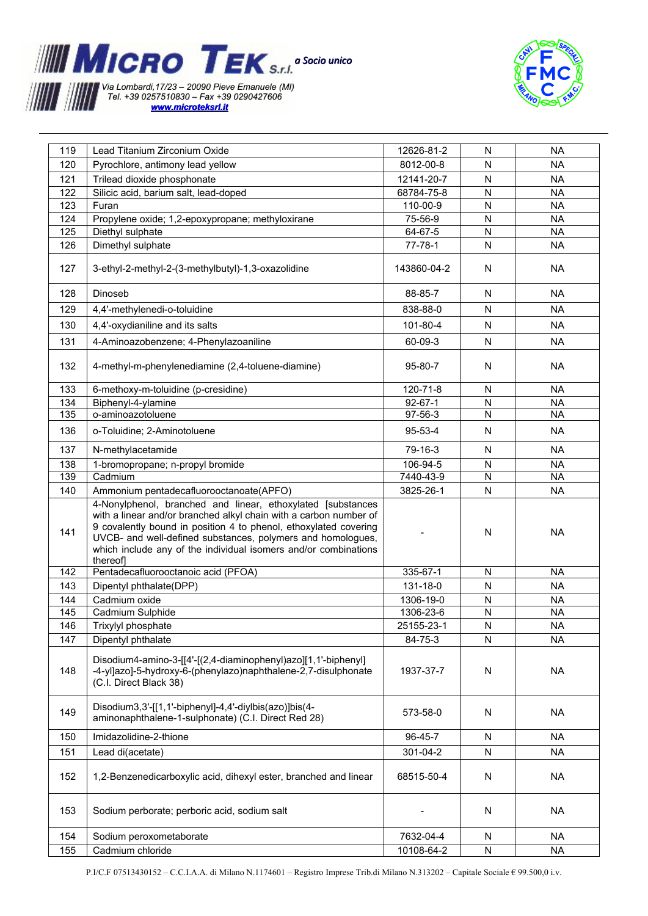| 119 | Lead Titanium Zirconium Oxide | 12626-81-2 | N | NA |
|---|---|---|---|---|
| 120 | Pyrochlore, antimony lead yellow | 8012-00-8 | N | NA |
| 121 | Trilead dioxide phosphonate | 12141-20-7 | N | NA |
| 122 | Silicic acid, barium salt, lead-doped | 68784-75-8 | N | NA |
| 123 | Furan | 110-00-9 | N | NA |
| 124 | Propylene oxide; 1,2-epoxypropane; methyloxirane | 75-56-9 | N | NA |
| 125 | Diethyl sulphate | 64-67-5 | N | NA |
| 126 | Dimethyl sulphate | 77-78-1 | N | NA |
| 127 | 3-ethyl-2-methyl-2-(3-methylbutyl)-1,3-oxazolidine | 143860-04-2 | N | NA |
| 128 | Dinoseb | 88-85-7 | N | NA |
| 129 | 4,4'-methylenedi-o-toluidine | 838-88-0 | N | NA |
| 130 | 4,4'-oxydianiline and its salts | 101-80-4 | N | NA |
| 131 | 4-Aminoazobenzene; 4-Phenylazoaniline | 60-09-3 | N | NA |
| 132 | 4-methyl-m-phenylenediamine (2,4-toluene-diamine) | 95-80-7 | N | NA |
| 133 | 6-methoxy-m-toluidine (p-cresidine) | 120-71-8 | N | NA |
| 134 | Biphenyl-4-ylamine | 92-67-1 | N | NA |
| 135 | o-aminoazotoluene | 97-56-3 | N | NA |
| 136 | o-Toluidine; 2-Aminotoluene | 95-53-4 | N | NA |
| 137 | N-methylacetamide | 79-16-3 | N | NA |
| 138 | 1-bromopropane; n-propyl bromide | 106-94-5 | N | NA |
| 139 | Cadmium | 7440-43-9 | N | NA |
| 140 | Ammonium pentadecafluorooctanoate(APFO) | 3825-26-1 | N | NA |
| 141 | 4-Nonylphenol, branched and linear, ethoxylated [substances with a linear and/or branched alkyl chain with a carbon number of 9 covalently bound in position 4 to phenol, ethoxylated covering UVCB- and well-defined substances, polymers and homologues, which include any of the individual isomers and/or combinations thereof] | - | N | NA |
| 142 | Pentadecafluorooctanoic acid (PFOA) | 335-67-1 | N | NA |
| 143 | Dipentyl phthalate(DPP) | 131-18-0 | N | NA |
| 144 | Cadmium oxide | 1306-19-0 | N | NA |
| 145 | Cadmium Sulphide | 1306-23-6 | N | NA |
| 146 | Trixylyl phosphate | 25155-23-1 | N | NA |
| 147 | Dipentyl phthalate | 84-75-3 | N | NA |
| 148 | Disodium4-amino-3-[[4'-[(2,4-diaminophenyl)azo][1,1'-biphenyl]-4-yl]azo]-5-hydroxy-6-(phenylazo)naphthalene-2,7-disulphonate (C.I. Direct Black 38) | 1937-37-7 | N | NA |
| 149 | Disodium3,3'-[[1,1'-biphenyl]-4,4'-diylbis(azo)]bis(4-aminonaphthalene-1-sulphonate) (C.I. Direct Red 28) | 573-58-0 | N | NA |
| 150 | Imidazolidine-2-thione | 96-45-7 | N | NA |
| 151 | Lead di(acetate) | 301-04-2 | N | NA |
| 152 | 1,2-Benzenedicarboxylic acid, dihexyl ester, branched and linear | 68515-50-4 | N | NA |
| 153 | Sodium perborate; perboric acid, sodium salt | - | N | NA |
| 154 | Sodium peroxometaborate | 7632-04-4 | N | NA |
| 155 | Cadmium chloride | 10108-64-2 | N | NA |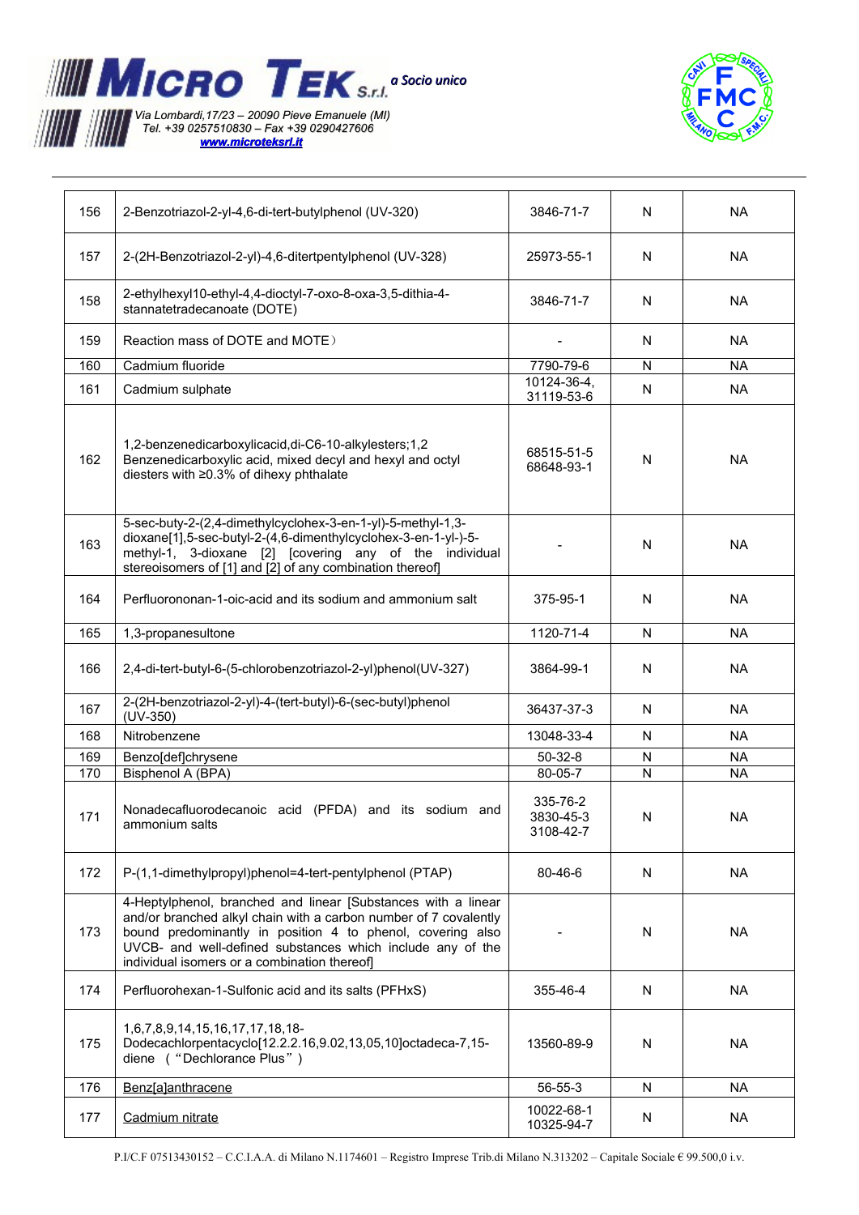| 156 | 2-Benzotriazol-2-yl-4,6-di-tert-butylphenol (UV-320) | 3846-71-7 | N | NA |
|---|---|---|---|---|
| 157 | 2-(2H-Benzotriazol-2-yl)-4,6-ditertpentylphenol (UV-328) | 25973-55-1 | N | NA |
| 158 | 2-ethylhexyl10-ethyl-4,4-dioctyl-7-oxo-8-oxa-3,5-dithia-4-stannatetradecanoate (DOTE) | 3846-71-7 | N | NA |
| 159 | Reaction mass of DOTE and MOTE） | - | N | NA |
| 160 | Cadmium fluoride | 7790-79-6 | N | NA |
| 161 | Cadmium sulphate | 10124-36-4, 31119-53-6 | N | NA |
| 162 | 1,2-benzenedicarboxylicacid,di-C6-10-alkylesters;1,2 Benzenedicarboxylic acid, mixed decyl and hexyl and octyl diesters with ≥0.3% of dihexy phthalate | 68515-51-5 68648-93-1 | N | NA |
| 163 | 5-sec-buty-2-(2,4-dimethylcyclohex-3-en-1-yl)-5-methyl-1,3-dioxane[1],5-sec-butyl-2-(4,6-dimenthylcyclohex-3-en-1-yl-)-5-methyl-1, 3-dioxane [2] [covering any of the individual stereoisomers of [1] and [2] of any combination thereof] | - | N | NA |
| 164 | Perfluorononan-1-oic-acid and its sodium and ammonium salt | 375-95-1 | N | NA |
| 165 | 1,3-propanesultone | 1120-71-4 | N | NA |
| 166 | 2,4-di-tert-butyl-6-(5-chlorobenzotriazol-2-yl)phenol(UV-327) | 3864-99-1 | N | NA |
| 167 | 2-(2H-benzotriazol-2-yl)-4-(tert-butyl)-6-(sec-butyl)phenol (UV-350) | 36437-37-3 | N | NA |
| 168 | Nitrobenzene | 13048-33-4 | N | NA |
| 169 | Benzo[def]chrysene | 50-32-8 | N | NA |
| 170 | Bisphenol A (BPA) | 80-05-7 | N | NA |
| 171 | Nonadecafluorodecanoic acid (PFDA) and its sodium and ammonium salts | 335-76-2 3830-45-3 3108-42-7 | N | NA |
| 172 | P-(1,1-dimethylpropyl)phenol=4-tert-pentylphenol (PTAP) | 80-46-6 | N | NA |
| 173 | 4-Heptylphenol, branched and linear [Substances with a linear and/or branched alkyl chain with a carbon number of 7 covalently bound predominantly in position 4 to phenol, covering also UVCB- and well-defined substances which include any of the individual isomers or a combination thereof] | - | N | NA |
| 174 | Perfluorohexan-1-Sulfonic acid and its salts (PFHxS) | 355-46-4 | N | NA |
| 175 | 1,6,7,8,9,14,15,16,17,17,18,18-Dodecachlorpentacyclo[12.2.2.16,9.02,13,05,10]octadeca-7,15-diene （“Dechlorance Plus”） | 13560-89-9 | N | NA |
| 176 | Benz[a]anthracene | 56-55-3 | N | NA |
| 177 | Cadmium nitrate | 10022-68-1 10325-94-7 | N | NA |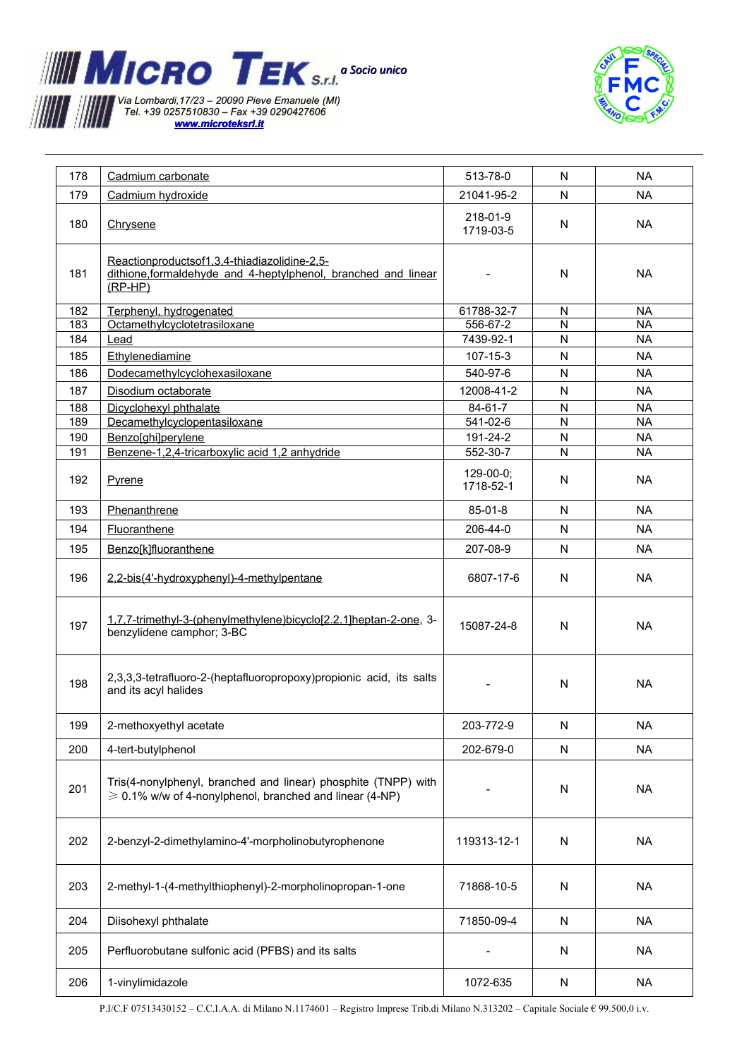| 178 | Cadmium carbonate | 513-78-0 | N | NA |
|---|---|---|---|---|
| 179 | Cadmium hydroxide | 21041-95-2 | N | NA |
| 180 | Chrysene | 218-01-9 1719-03-5 | N | NA |
| 181 | Reactionproductsof1,3,4-thiadiazolidine-2,5-dithione,formaldehyde and 4-heptylphenol, branched and linear (RP-HP) | - | N | NA |
| 182 | Terphenyl, hydrogenated | 61788-32-7 | N | NA |
| 183 | Octamethylcyclotetrasiloxane | 556-67-2 | N | NA |
| 184 | Lead | 7439-92-1 | N | NA |
| 185 | Ethylenediamine | 107-15-3 | N | NA |
| 186 | Dodecamethylcyclohexasiloxane | 540-97-6 | N | NA |
| 187 | Disodium octaborate | 12008-41-2 | N | NA |
| 188 | Dicyclohexyl phthalate | 84-61-7 | N | NA |
| 189 | Decamethylcyclopentasiloxane | 541-02-6 | N | NA |
| 190 | Benzo[ghi]perylene | 191-24-2 | N | NA |
| 191 | Benzene-1,2,4-tricarboxylic acid 1,2 anhydride | 552-30-7 | N | NA |
| 192 | Pyrene | 129-00-0; 1718-52-1 | N | NA |
| 193 | Phenanthrene | 85-01-8 | N | NA |
| 194 | Fluoranthene | 206-44-0 | N | NA |
| 195 | Benzo[k]fluoranthene | 207-08-9 | N | NA |
| 196 | 2,2-bis(4'-hydroxyphenyl)-4-methylpentane | 6807-17-6 | N | NA |
| 197 | 1,7,7-trimethyl-3-(phenylmethylene)bicyclo[2.2.1]heptan-2-one, 3-benzylidene camphor; 3-BC | 15087-24-8 | N | NA |
| 198 | 2,3,3,3-tetrafluoro-2-(heptafluoropropoxy)propionic acid, its salts and its acyl halides | - | N | NA |
| 199 | 2-methoxyethyl acetate | 203-772-9 | N | NA |
| 200 | 4-tert-butylphenol | 202-679-0 | N | NA |
| 201 | Tris(4-nonylphenyl, branched and linear) phosphite (TNPP) with ⩾ 0.1% w/w of 4-nonylphenol, branched and linear (4-NP) | - | N | NA |
| 202 | 2-benzyl-2-dimethylamino-4'-morpholinobutyrophenone | 119313-12-1 | N | NA |
| 203 | 2-methyl-1-(4-methylthiophenyl)-2-morpholinopropan-1-one | 71868-10-5 | N | NA |
| 204 | Diisohexyl phthalate | 71850-09-4 | N | NA |
| 205 | Perfluorobutane sulfonic acid (PFBS) and its salts | - | N | NA |
| 206 | 1-vinylimidazole | 1072-635 | N | NA |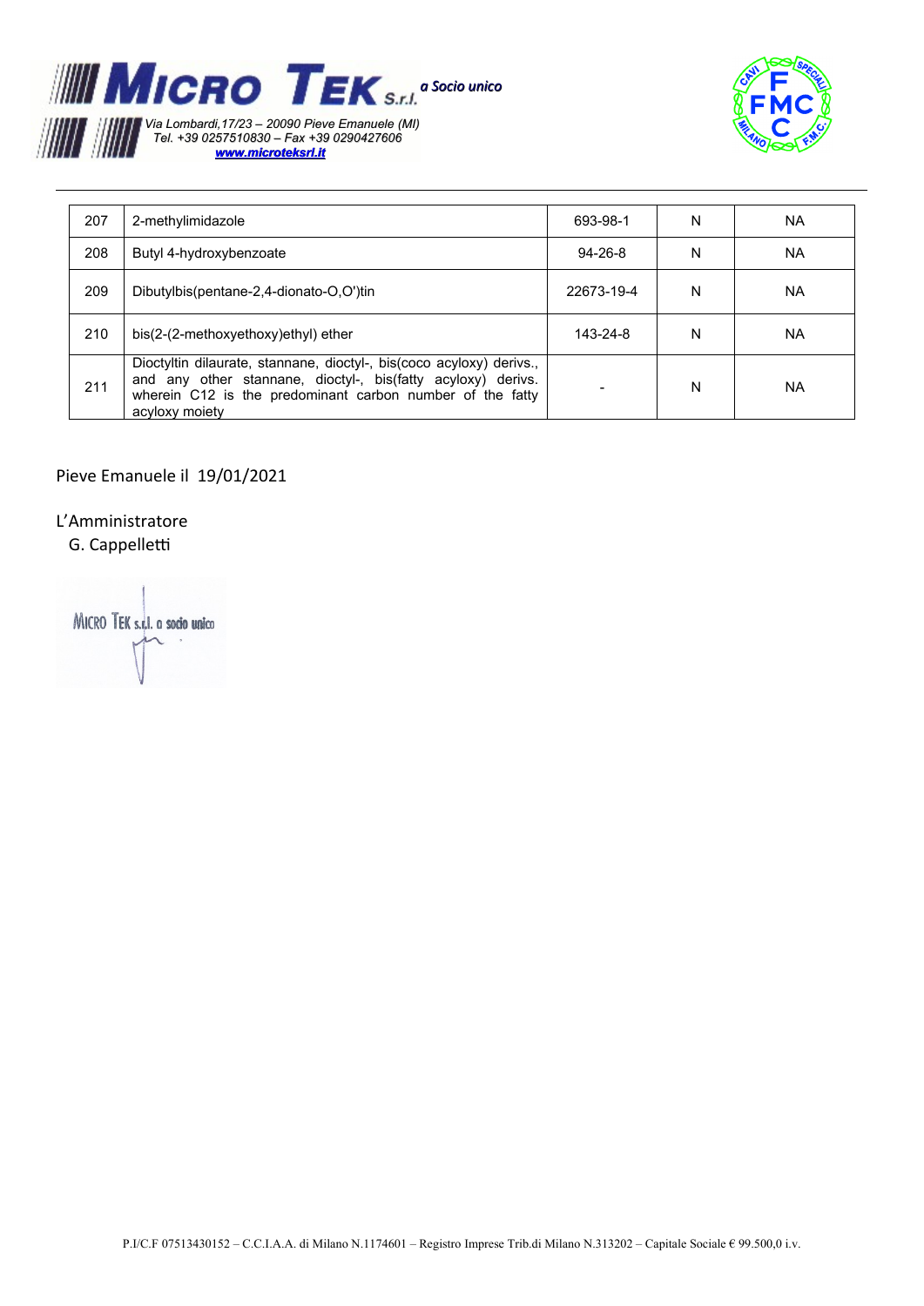| | | | | |
|---|---|---|---|---|
| 207 | 2-methylimidazole | 693-98-1 | N | NA |
| 208 | Butyl 4-hydroxybenzoate | 94-26-8 | N | NA |
| 209 | Dibutylbis(pentane-2,4-dionato-O,O')tin | 22673-19-4 | N | NA |
| 210 | bis(2-(2-methoxyethoxy)ethyl) ether | 143-24-8 | N | NA |
| 211 | Dioctyltin dilaurate, stannane, dioctyl-, bis(coco acyloxy) derivs., and any other stannane, dioctyl-, bis(fatty acyloxy) derivs. wherein C12 is the predominant carbon number of the fatty acyloxy moiety | - | N | NA |

Pieve Emanuele il 19/01/2021

L'Amministratore
G. Cappelletti

MICRO TEK s.r.l. a socio unico